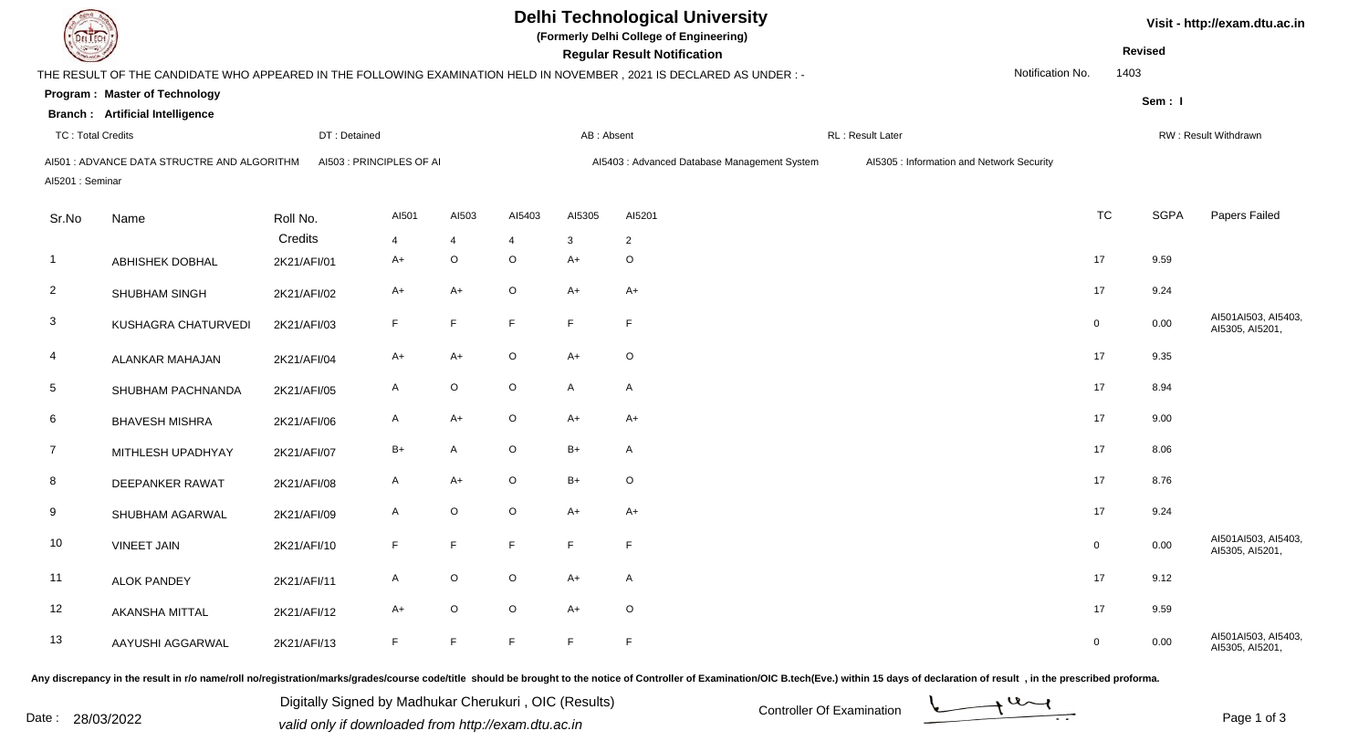# Delhi Technological University

**(Formerly Delhi College of Engineering)**

**Regular Result Notification**

Visit - http://exam.dtu.ac.in

**Revised**

THE RESULT OF THE CANDIDATE WHO APPEARED IN THE FOLLOWING EXAMINATION HELD IN NOVEMBER , 2021 IS DECLARED AS UNDER : -

Notification No. 1403

**Program : Master of Technology**

**Branch : Artificial Intelligence**

**Sem : I**

TC : Total Credits | DT : Detained | AB : Absent | RL : Result Later | RW : Result Withdrawn

AI501 : ADVANCE DATA STRUCTRE AND ALGORITHM | AI503 : PRINCIPLES OF AI | AI5403 : Advanced Database Management System | AI5305 : Information and Network Security

AI5201 : Seminar

| Sr.No | Name | Roll No. | AI501 | AI503 | AI5403 | AI5305 | AI5201 | TC | SGPA | Papers Failed |
|---|---|---|---|---|---|---|---|---|---|---|
| | | Credits | 4 | 4 | 4 | 3 | 2 | | | |
| 1 | ABHISHEK DOBHAL | 2K21/AFI/01 | A+ | O | O | A+ | O | 17 | 9.59 | |
| 2 | SHUBHAM SINGH | 2K21/AFI/02 | A+ | A+ | O | A+ | A+ | 17 | 9.24 | |
| 3 | KUSHAGRA CHATURVEDI | 2K21/AFI/03 | F | F | F | F | F | 0 | 0.00 | AI501AI503, AI5403, AI5305, AI5201, |
| 4 | ALANKAR MAHAJAN | 2K21/AFI/04 | A+ | A+ | O | A+ | O | 17 | 9.35 | |
| 5 | SHUBHAM PACHNANDA | 2K21/AFI/05 | A | O | O | A | A | 17 | 8.94 | |
| 6 | BHAVESH MISHRA | 2K21/AFI/06 | A | A+ | O | A+ | A+ | 17 | 9.00 | |
| 7 | MITHLESH UPADHYAY | 2K21/AFI/07 | B+ | A | O | B+ | A | 17 | 8.06 | |
| 8 | DEEPANKER RAWAT | 2K21/AFI/08 | A | A+ | O | B+ | O | 17 | 8.76 | |
| 9 | SHUBHAM AGARWAL | 2K21/AFI/09 | A | O | O | A+ | A+ | 17 | 9.24 | |
| 10 | VINEET JAIN | 2K21/AFI/10 | F | F | F | F | F | 0 | 0.00 | AI501AI503, AI5403, AI5305, AI5201, |
| 11 | ALOK PANDEY | 2K21/AFI/11 | A | O | O | A+ | A | 17 | 9.12 | |
| 12 | AKANSHA MITTAL | 2K21/AFI/12 | A+ | O | O | A+ | O | 17 | 9.59 | |
| 13 | AAYUSHI AGGARWAL | 2K21/AFI/13 | F | F | F | F | F | 0 | 0.00 | AI501AI503, AI5403, AI5305, AI5201, |

Any discrepancy in the result in r/o name/roll no/registration/marks/grades/course code/title should be brought to the notice of Controller of Examination/OIC B.tech(Eve.) within 15 days of declaration of result , in the prescribed proforma.

Date : 28/03/2022

Digitally Signed by Madhukar Cherukuri , OIC (Results)
valid only if downloaded from http://exam.dtu.ac.in

Controller Of Examination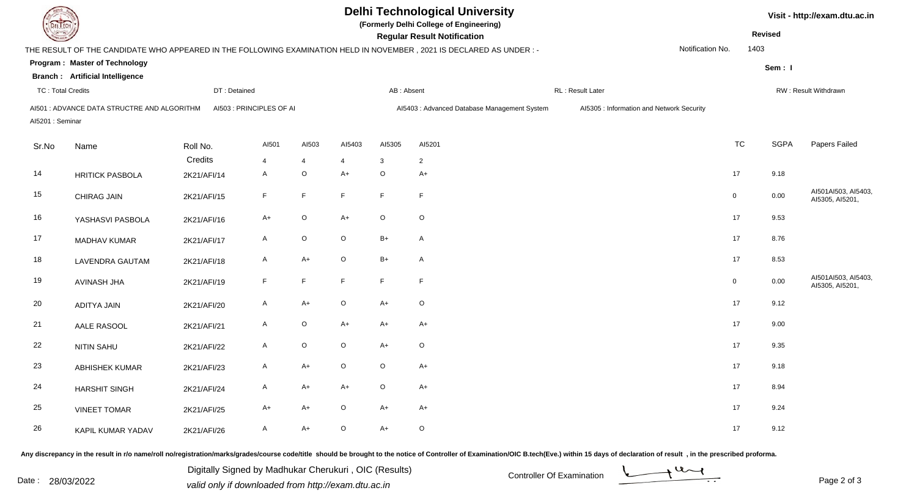# Delhi Technological University

**(Formerly Delhi College of Engineering)**

**Regular Result Notification**

Visit - http://exam.dtu.ac.in

**Revised**

THE RESULT OF THE CANDIDATE WHO APPEARED IN THE FOLLOWING EXAMINATION HELD IN NOVEMBER , 2021 IS DECLARED AS UNDER : -

Notification No. 1403

**Program : Master of Technology**

**Sem : I**

**Branch : Artificial Intelligence**

TC : Total Credits | DT : Detained | AB : Absent | RL : Result Later | RW : Result Withdrawn

AI501 : ADVANCE DATA STRUCTRE AND ALGORITHM | AI503 : PRINCIPLES OF AI | AI5403 : Advanced Database Management System | AI5305 : Information and Network Security

AI5201 : Seminar

| Sr.No | Name | Roll No. | AI501 | AI503 | AI5403 | AI5305 | AI5201 | TC | SGPA | Papers Failed |
|---|---|---|---|---|---|---|---|---|---|---|
| | | Credits | 4 | 4 | 4 | 3 | 2 | | | |
| 14 | HRITICK PASBOLA | 2K21/AFI/14 | A | O | A+ | O | A+ | 17 | 9.18 | |
| 15 | CHIRAG JAIN | 2K21/AFI/15 | F | F | F | F | F | 0 | 0.00 | AI501AI503, AI5403, AI5305, AI5201, |
| 16 | YASHASVI PASBOLA | 2K21/AFI/16 | A+ | O | A+ | O | O | 17 | 9.53 | |
| 17 | MADHAV KUMAR | 2K21/AFI/17 | A | O | O | B+ | A | 17 | 8.76 | |
| 18 | LAVENDRA GAUTAM | 2K21/AFI/18 | A | A+ | O | B+ | A | 17 | 8.53 | |
| 19 | AVINASH JHA | 2K21/AFI/19 | F | F | F | F | F | 0 | 0.00 | AI501AI503, AI5403, AI5305, AI5201, |
| 20 | ADITYA JAIN | 2K21/AFI/20 | A | A+ | O | A+ | O | 17 | 9.12 | |
| 21 | AALE RASOOL | 2K21/AFI/21 | A | O | A+ | A+ | A+ | 17 | 9.00 | |
| 22 | NITIN SAHU | 2K21/AFI/22 | A | O | O | A+ | O | 17 | 9.35 | |
| 23 | ABHISHEK KUMAR | 2K21/AFI/23 | A | A+ | O | O | A+ | 17 | 9.18 | |
| 24 | HARSHIT SINGH | 2K21/AFI/24 | A | A+ | A+ | O | A+ | 17 | 8.94 | |
| 25 | VINEET TOMAR | 2K21/AFI/25 | A+ | A+ | O | A+ | A+ | 17 | 9.24 | |
| 26 | KAPIL KUMAR YADAV | 2K21/AFI/26 | A | A+ | O | A+ | O | 17 | 9.12 | |

Any discrepancy in the result in r/o name/roll no/registration/marks/grades/course code/title should be brought to the notice of Controller of Examination/OIC B.tech(Eve.) within 15 days of declaration of result , in the prescribed proforma.

Date : 28/03/2022

Digitally Signed by Madhukar Cherukuri , OIC (Results)
valid only if downloaded from http://exam.dtu.ac.in

Controller Of Examination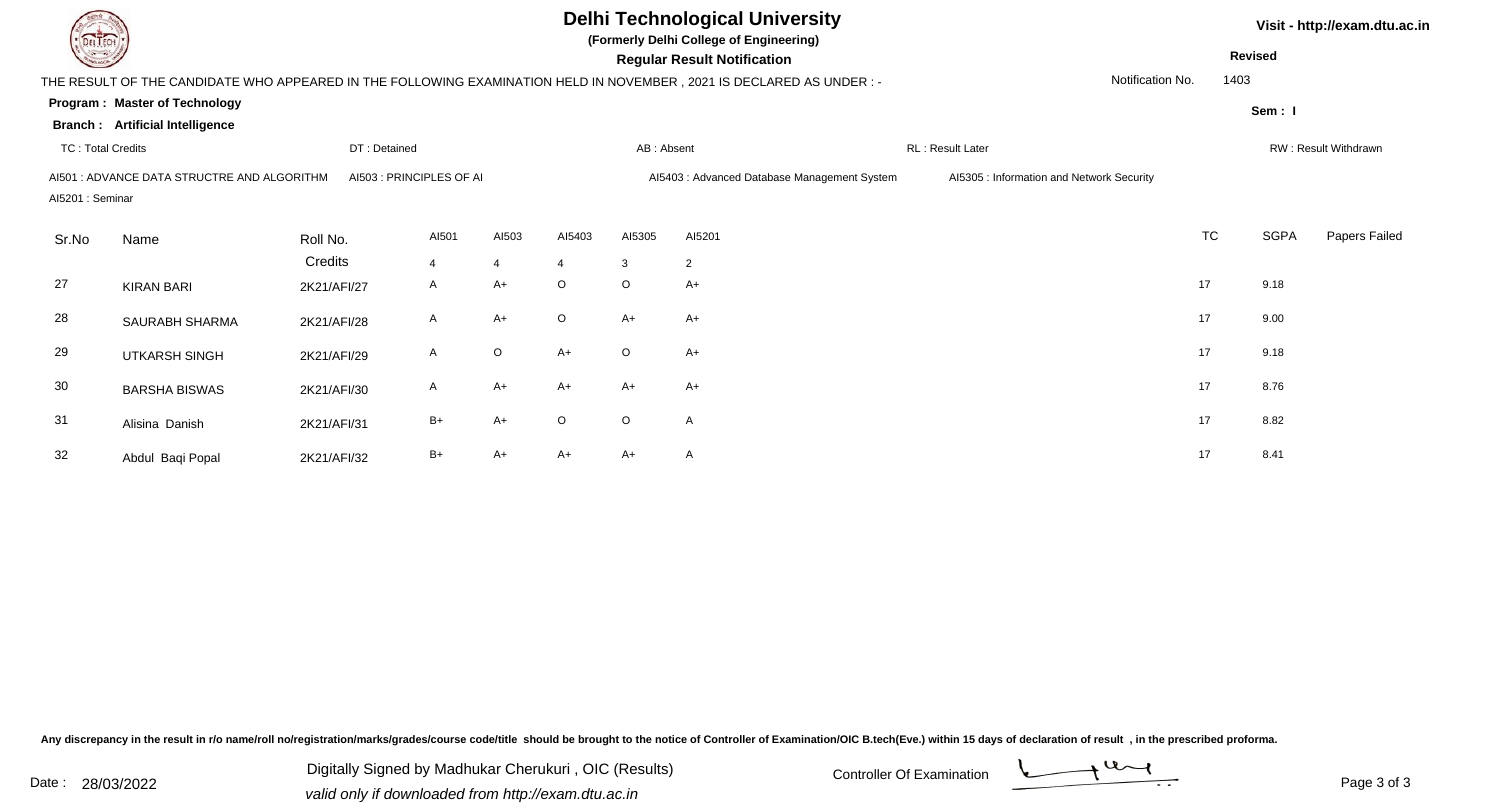# Delhi Technological University

**(Formerly Delhi College of Engineering)**

**Regular Result Notification**

Visit - http://exam.dtu.ac.in

**Revised**

THE RESULT OF THE CANDIDATE WHO APPEARED IN THE FOLLOWING EXAMINATION HELD IN NOVEMBER , 2021 IS DECLARED AS UNDER : -

Notification No. 1403

**Program : Master of Technology**

**Branch : Artificial Intelligence**

**Sem : I**

TC : Total Credits    DT : Detained    AB : Absent    RL : Result Later    RW : Result Withdrawn

AI501 : ADVANCE DATA STRUCTRE AND ALGORITHM    AI503 : PRINCIPLES OF AI    AI5403 : Advanced Database Management System    AI5305 : Information and Network Security

AI5201 : Seminar

| Sr.No | Name | Roll No. | AI501 | AI503 | AI5403 | AI5305 | AI5201 | TC | SGPA | Papers Failed |
|---|---|---|---|---|---|---|---|---|---|---|
| | | Credits | 4 | 4 | 4 | 3 | 2 | | | |
| 27 | KIRAN BARI | 2K21/AFI/27 | A | A+ | O | O | A+ | 17 | 9.18 | |
| 28 | SAURABH SHARMA | 2K21/AFI/28 | A | A+ | O | A+ | A+ | 17 | 9.00 | |
| 29 | UTKARSH SINGH | 2K21/AFI/29 | A | O | A+ | O | A+ | 17 | 9.18 | |
| 30 | BARSHA BISWAS | 2K21/AFI/30 | A | A+ | A+ | A+ | A+ | 17 | 8.76 | |
| 31 | Alisina Danish | 2K21/AFI/31 | B+ | A+ | O | O | A | 17 | 8.82 | |
| 32 | Abdul Baqi Popal | 2K21/AFI/32 | B+ | A+ | A+ | A+ | A | 17 | 8.41 | |

Any discrepancy in the result in r/o name/roll no/registration/marks/grades/course code/title should be brought to the notice of Controller of Examination/OIC B.tech(Eve.) within 15 days of declaration of result , in the prescribed proforma.

Date : 28/03/2022

Digitally Signed by Madhukar Cherukuri , OIC (Results)

*valid only if downloaded from http://exam.dtu.ac.in*

Controller Of Examination